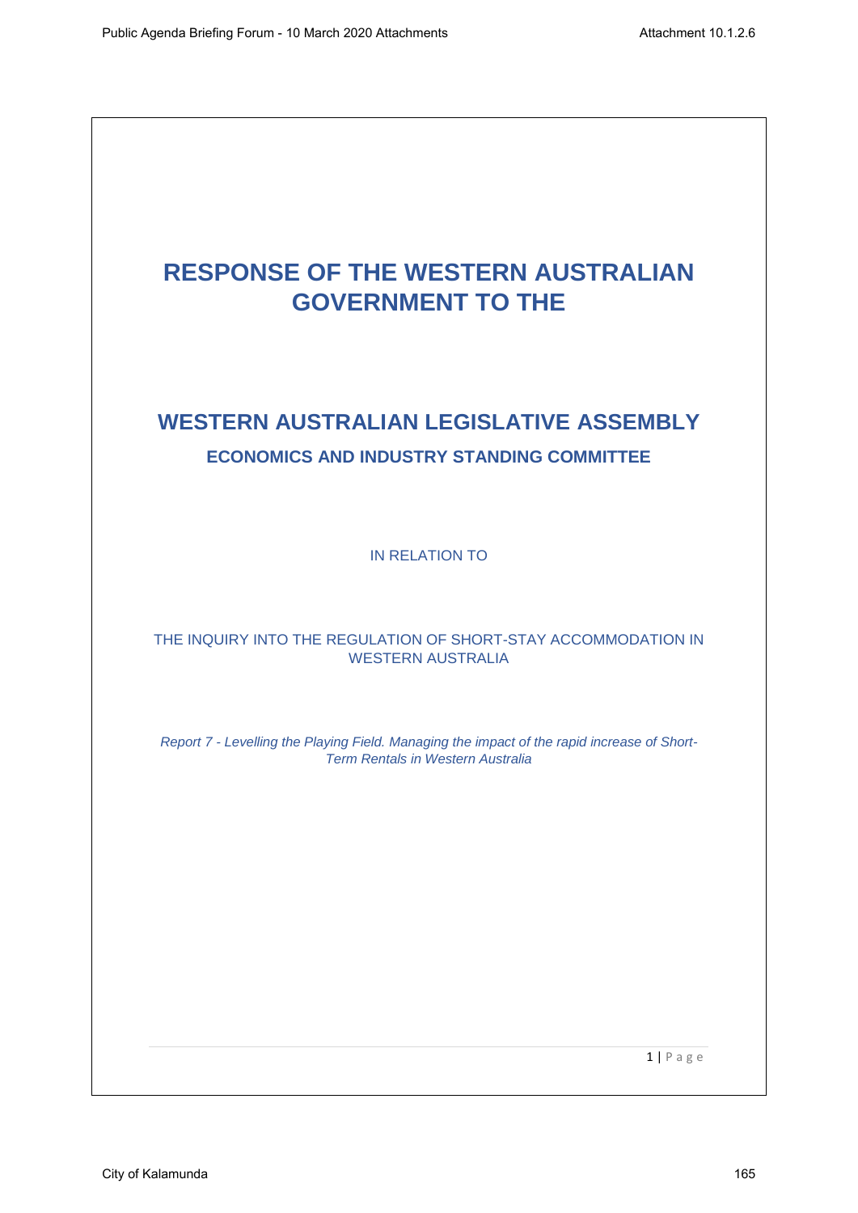# RESPONSE OF THE WESTERN AUSTRALIAN GOVERNMENT TO THE

## WESTERN AUSTRALIAN LEGISLATIVE ASSEMBLY

### ECONOMICS AND INDUSTRY STANDING COMMITTEE

IN RELATION TO

THE INQUIRY INTO THE REGULATION OF SHORT-STAY ACCOMMODATION IN WESTERN AUSTRALIA

*Report 7 - Levelling the Playing Field. Managing the impact of the rapid increase of Short-Term Rentals in Western Australia*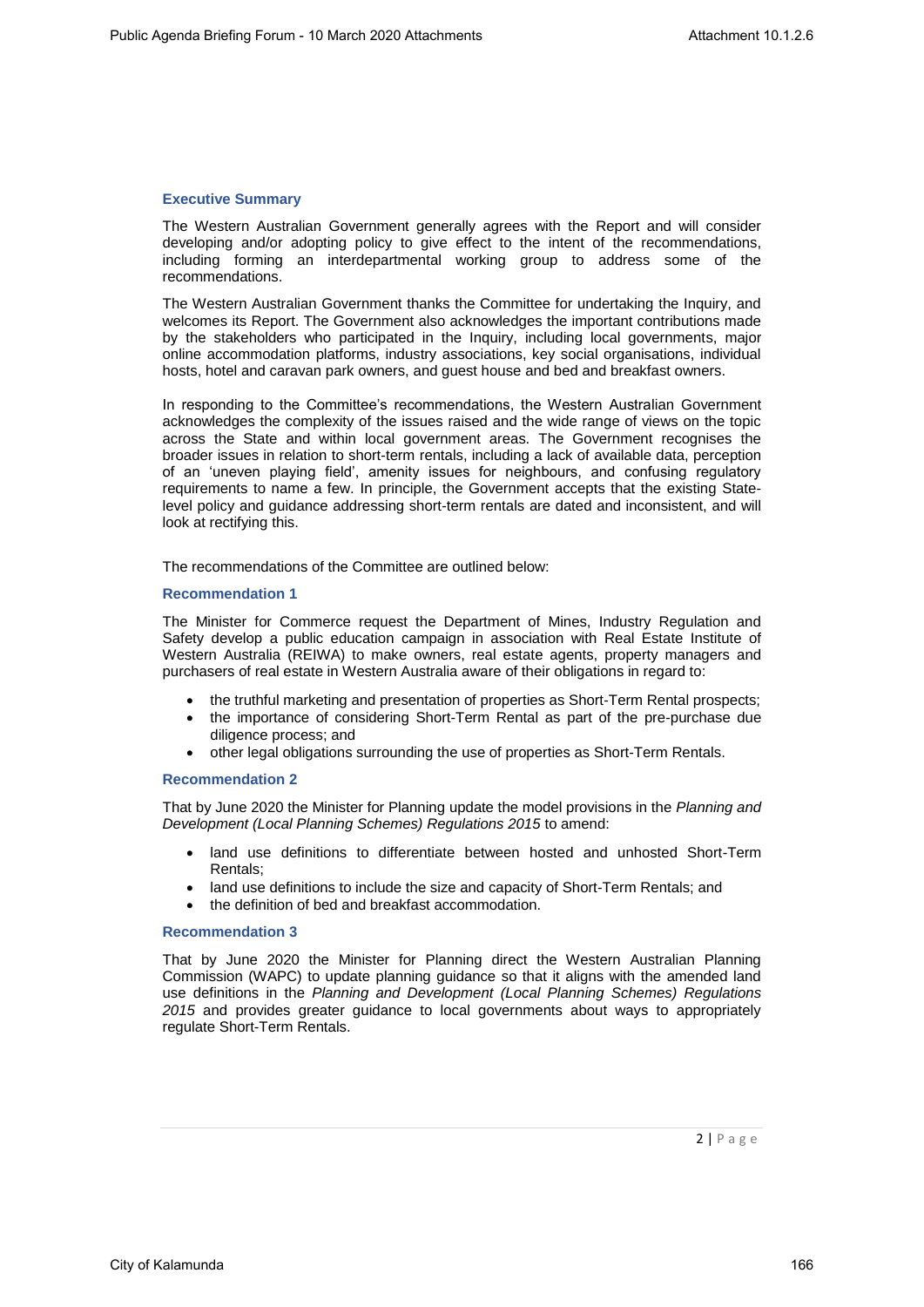## Executive Summary

The Western Australian Government generally agrees with the Report and will consider developing and/or adopting policy to give effect to the intent of the recommendations, including forming an interdepartmental working group to address some of the recommendations.

The Western Australian Government thanks the Committee for undertaking the Inquiry, and welcomes its Report. The Government also acknowledges the important contributions made by the stakeholders who participated in the Inquiry, including local governments, major online accommodation platforms, industry associations, key social organisations, individual hosts, hotel and caravan park owners, and guest house and bed and breakfast owners.

In responding to the Committee's recommendations, the Western Australian Government acknowledges the complexity of the issues raised and the wide range of views on the topic across the State and within local government areas. The Government recognises the broader issues in relation to short-term rentals, including a lack of available data, perception of an 'uneven playing field', amenity issues for neighbours, and confusing regulatory requirements to name a few. In principle, the Government accepts that the existing State-level policy and guidance addressing short-term rentals are dated and inconsistent, and will look at rectifying this.

The recommendations of the Committee are outlined below:

### Recommendation 1

The Minister for Commerce request the Department of Mines, Industry Regulation and Safety develop a public education campaign in association with Real Estate Institute of Western Australia (REIWA) to make owners, real estate agents, property managers and purchasers of real estate in Western Australia aware of their obligations in regard to:

- the truthful marketing and presentation of properties as Short-Term Rental prospects;
- the importance of considering Short-Term Rental as part of the pre-purchase due diligence process; and
- other legal obligations surrounding the use of properties as Short-Term Rentals.

### Recommendation 2

That by June 2020 the Minister for Planning update the model provisions in the *Planning and Development (Local Planning Schemes) Regulations 2015* to amend:

- land use definitions to differentiate between hosted and unhosted Short-Term Rentals;
- land use definitions to include the size and capacity of Short-Term Rentals; and
- the definition of bed and breakfast accommodation.

### Recommendation 3

That by June 2020 the Minister for Planning direct the Western Australian Planning Commission (WAPC) to update planning guidance so that it aligns with the amended land use definitions in the *Planning and Development (Local Planning Schemes) Regulations 2015* and provides greater guidance to local governments about ways to appropriately regulate Short-Term Rentals.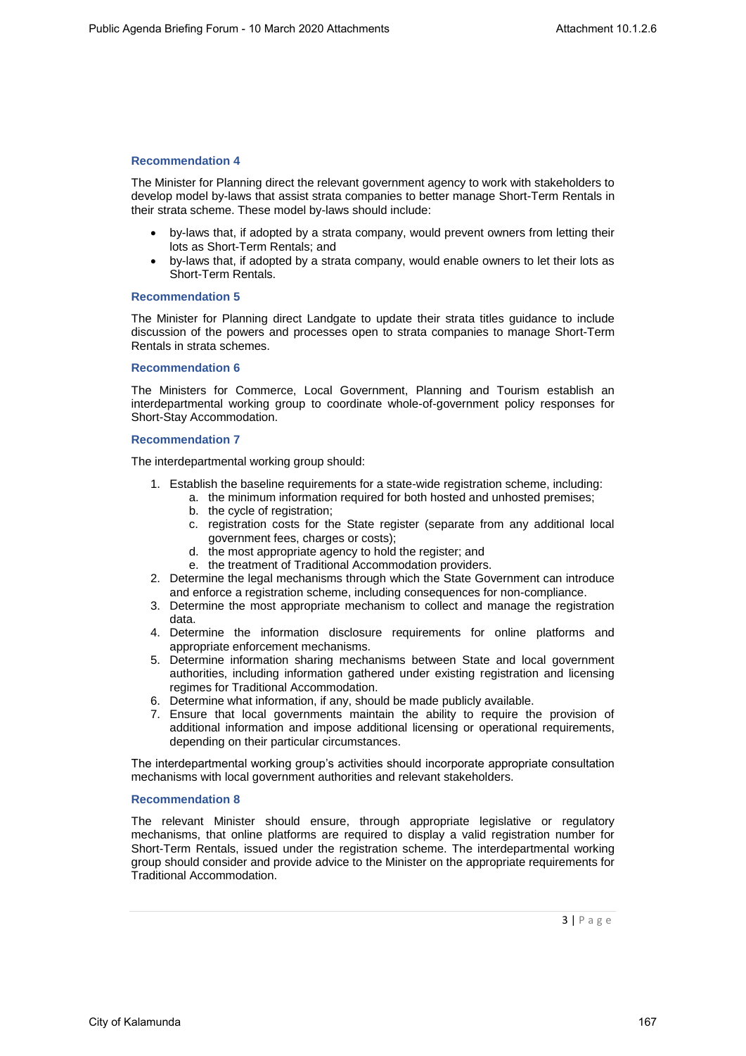### Recommendation 4

The Minister for Planning direct the relevant government agency to work with stakeholders to develop model by-laws that assist strata companies to better manage Short-Term Rentals in their strata scheme. These model by-laws should include:

- by-laws that, if adopted by a strata company, would prevent owners from letting their lots as Short-Term Rentals; and
- by-laws that, if adopted by a strata company, would enable owners to let their lots as Short-Term Rentals.

### Recommendation 5

The Minister for Planning direct Landgate to update their strata titles guidance to include discussion of the powers and processes open to strata companies to manage Short-Term Rentals in strata schemes.

### Recommendation 6

The Ministers for Commerce, Local Government, Planning and Tourism establish an interdepartmental working group to coordinate whole-of-government policy responses for Short-Stay Accommodation.

### Recommendation 7

The interdepartmental working group should:

1. Establish the baseline requirements for a state-wide registration scheme, including:
    a. the minimum information required for both hosted and unhosted premises;
    b. the cycle of registration;
    c. registration costs for the State register (separate from any additional local government fees, charges or costs);
    d. the most appropriate agency to hold the register; and
    e. the treatment of Traditional Accommodation providers.
2. Determine the legal mechanisms through which the State Government can introduce and enforce a registration scheme, including consequences for non-compliance.
3. Determine the most appropriate mechanism to collect and manage the registration data.
4. Determine the information disclosure requirements for online platforms and appropriate enforcement mechanisms.
5. Determine information sharing mechanisms between State and local government authorities, including information gathered under existing registration and licensing regimes for Traditional Accommodation.
6. Determine what information, if any, should be made publicly available.
7. Ensure that local governments maintain the ability to require the provision of additional information and impose additional licensing or operational requirements, depending on their particular circumstances.

The interdepartmental working group's activities should incorporate appropriate consultation mechanisms with local government authorities and relevant stakeholders.

### Recommendation 8

The relevant Minister should ensure, through appropriate legislative or regulatory mechanisms, that online platforms are required to display a valid registration number for Short-Term Rentals, issued under the registration scheme. The interdepartmental working group should consider and provide advice to the Minister on the appropriate requirements for Traditional Accommodation.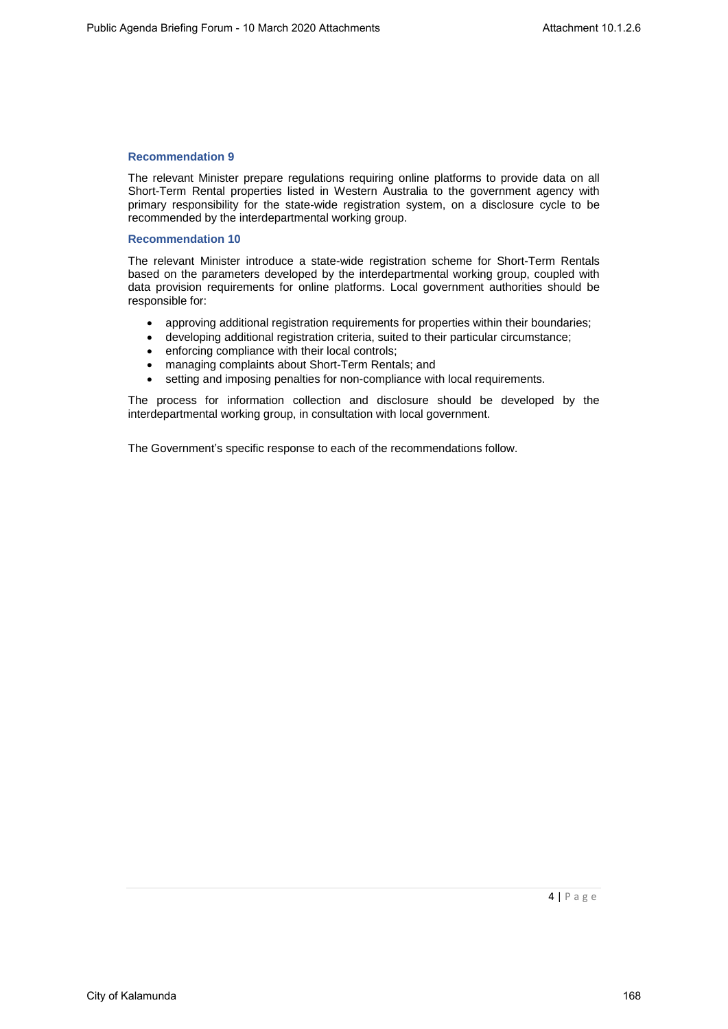### Recommendation 9

The relevant Minister prepare regulations requiring online platforms to provide data on all Short-Term Rental properties listed in Western Australia to the government agency with primary responsibility for the state-wide registration system, on a disclosure cycle to be recommended by the interdepartmental working group.

### Recommendation 10

The relevant Minister introduce a state-wide registration scheme for Short-Term Rentals based on the parameters developed by the interdepartmental working group, coupled with data provision requirements for online platforms. Local government authorities should be responsible for:

- approving additional registration requirements for properties within their boundaries;
- developing additional registration criteria, suited to their particular circumstance;
- enforcing compliance with their local controls;
- managing complaints about Short-Term Rentals; and
- setting and imposing penalties for non-compliance with local requirements.

The process for information collection and disclosure should be developed by the interdepartmental working group, in consultation with local government.

The Government's specific response to each of the recommendations follow.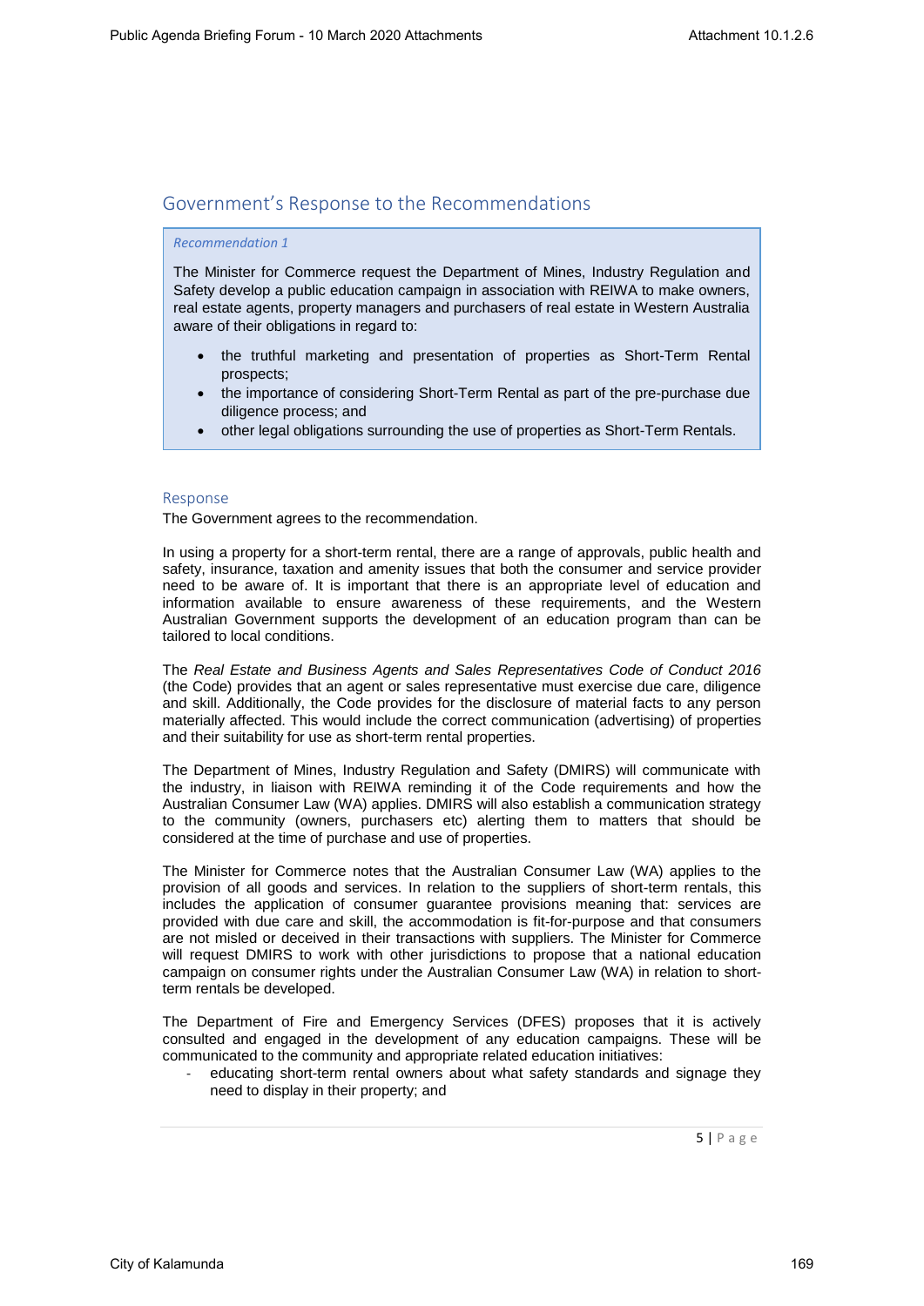## Government's Response to the Recommendations

> *Recommendation 1*
>
> The Minister for Commerce request the Department of Mines, Industry Regulation and Safety develop a public education campaign in association with REIWA to make owners, real estate agents, property managers and purchasers of real estate in Western Australia aware of their obligations in regard to:
>
> - the truthful marketing and presentation of properties as Short-Term Rental prospects;
> - the importance of considering Short-Term Rental as part of the pre-purchase due diligence process; and
> - other legal obligations surrounding the use of properties as Short-Term Rentals.

### Response

The Government agrees to the recommendation.

In using a property for a short-term rental, there are a range of approvals, public health and safety, insurance, taxation and amenity issues that both the consumer and service provider need to be aware of. It is important that there is an appropriate level of education and information available to ensure awareness of these requirements, and the Western Australian Government supports the development of an education program than can be tailored to local conditions.

The *Real Estate and Business Agents and Sales Representatives Code of Conduct 2016* (the Code) provides that an agent or sales representative must exercise due care, diligence and skill. Additionally, the Code provides for the disclosure of material facts to any person materially affected. This would include the correct communication (advertising) of properties and their suitability for use as short-term rental properties.

The Department of Mines, Industry Regulation and Safety (DMIRS) will communicate with the industry, in liaison with REIWA reminding it of the Code requirements and how the Australian Consumer Law (WA) applies. DMIRS will also establish a communication strategy to the community (owners, purchasers etc) alerting them to matters that should be considered at the time of purchase and use of properties.

The Minister for Commerce notes that the Australian Consumer Law (WA) applies to the provision of all goods and services. In relation to the suppliers of short-term rentals, this includes the application of consumer guarantee provisions meaning that: services are provided with due care and skill, the accommodation is fit-for-purpose and that consumers are not misled or deceived in their transactions with suppliers. The Minister for Commerce will request DMIRS to work with other jurisdictions to propose that a national education campaign on consumer rights under the Australian Consumer Law (WA) in relation to short-term rentals be developed.

The Department of Fire and Emergency Services (DFES) proposes that it is actively consulted and engaged in the development of any education campaigns. These will be communicated to the community and appropriate related education initiatives:

- educating short-term rental owners about what safety standards and signage they need to display in their property; and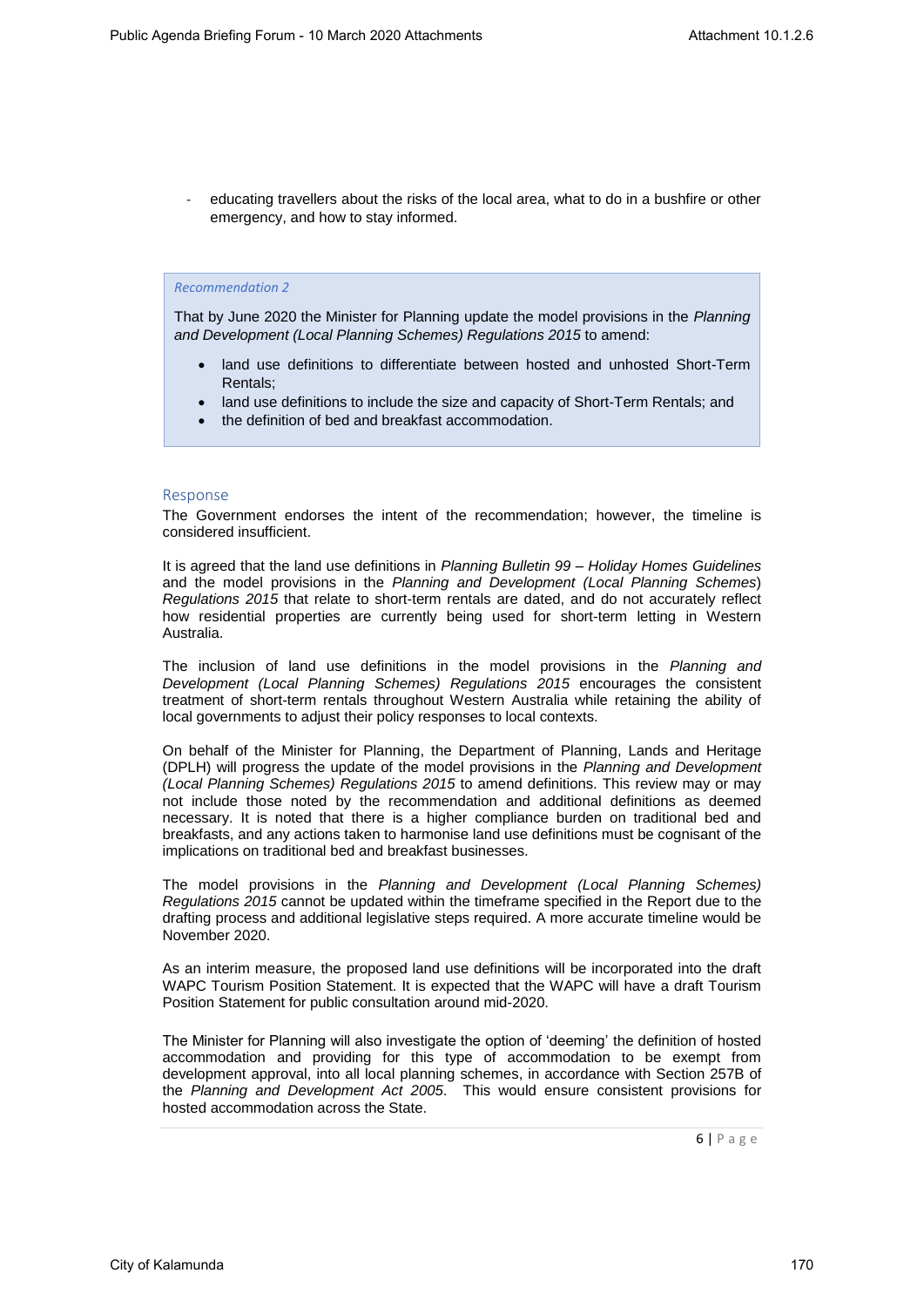- educating travellers about the risks of the local area, what to do in a bushfire or other emergency, and how to stay informed.

> *Recommendation 2*
>
> That by June 2020 the Minister for Planning update the model provisions in the *Planning and Development (Local Planning Schemes) Regulations 2015* to amend:
>
> - land use definitions to differentiate between hosted and unhosted Short-Term Rentals;
> - land use definitions to include the size and capacity of Short-Term Rentals; and
> - the definition of bed and breakfast accommodation.

## Response

The Government endorses the intent of the recommendation; however, the timeline is considered insufficient.

It is agreed that the land use definitions in *Planning Bulletin 99 – Holiday Homes Guidelines* and the model provisions in the *Planning and Development (Local Planning Schemes) Regulations 2015* that relate to short-term rentals are dated, and do not accurately reflect how residential properties are currently being used for short-term letting in Western Australia.

The inclusion of land use definitions in the model provisions in the *Planning and Development (Local Planning Schemes) Regulations 2015* encourages the consistent treatment of short-term rentals throughout Western Australia while retaining the ability of local governments to adjust their policy responses to local contexts.

On behalf of the Minister for Planning, the Department of Planning, Lands and Heritage (DPLH) will progress the update of the model provisions in the *Planning and Development (Local Planning Schemes) Regulations 2015* to amend definitions. This review may or may not include those noted by the recommendation and additional definitions as deemed necessary. It is noted that there is a higher compliance burden on traditional bed and breakfasts, and any actions taken to harmonise land use definitions must be cognisant of the implications on traditional bed and breakfast businesses.

The model provisions in the *Planning and Development (Local Planning Schemes) Regulations 2015* cannot be updated within the timeframe specified in the Report due to the drafting process and additional legislative steps required. A more accurate timeline would be November 2020.

As an interim measure, the proposed land use definitions will be incorporated into the draft WAPC Tourism Position Statement. It is expected that the WAPC will have a draft Tourism Position Statement for public consultation around mid-2020.

The Minister for Planning will also investigate the option of 'deeming' the definition of hosted accommodation and providing for this type of accommodation to be exempt from development approval, into all local planning schemes, in accordance with Section 257B of the *Planning and Development Act 2005*. This would ensure consistent provisions for hosted accommodation across the State.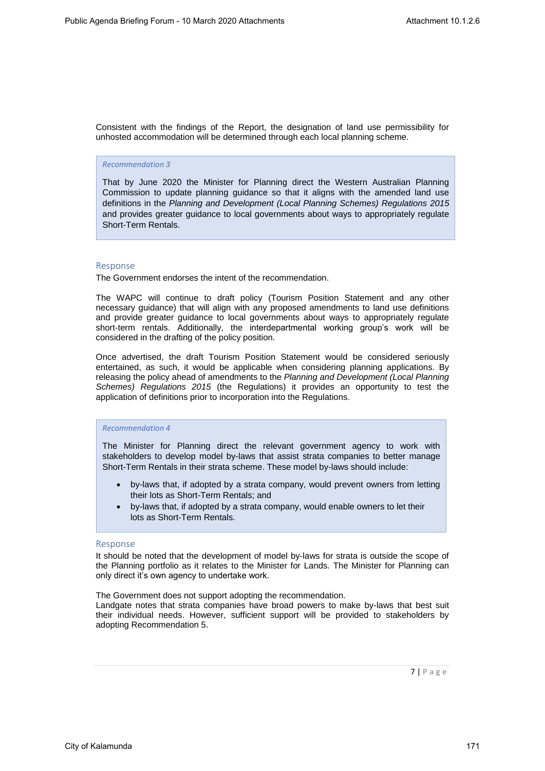Consistent with the findings of the Report, the designation of land use permissibility for unhosted accommodation will be determined through each local planning scheme.

> *Recommendation 3*
>
> That by June 2020 the Minister for Planning direct the Western Australian Planning Commission to update planning guidance so that it aligns with the amended land use definitions in the *Planning and Development (Local Planning Schemes) Regulations 2015* and provides greater guidance to local governments about ways to appropriately regulate Short-Term Rentals.

### Response

The Government endorses the intent of the recommendation.

The WAPC will continue to draft policy (Tourism Position Statement and any other necessary guidance) that will align with any proposed amendments to land use definitions and provide greater guidance to local governments about ways to appropriately regulate short-term rentals. Additionally, the interdepartmental working group's work will be considered in the drafting of the policy position.

Once advertised, the draft Tourism Position Statement would be considered seriously entertained, as such, it would be applicable when considering planning applications. By releasing the policy ahead of amendments to the *Planning and Development (Local Planning Schemes) Regulations 2015* (the Regulations) it provides an opportunity to test the application of definitions prior to incorporation into the Regulations.

> *Recommendation 4*
>
> The Minister for Planning direct the relevant government agency to work with stakeholders to develop model by-laws that assist strata companies to better manage Short-Term Rentals in their strata scheme. These model by-laws should include:
>
> - by-laws that, if adopted by a strata company, would prevent owners from letting their lots as Short-Term Rentals; and
> - by-laws that, if adopted by a strata company, would enable owners to let their lots as Short-Term Rentals.

### Response

It should be noted that the development of model by-laws for strata is outside the scope of the Planning portfolio as it relates to the Minister for Lands. The Minister for Planning can only direct it's own agency to undertake work.

The Government does not support adopting the recommendation.
Landgate notes that strata companies have broad powers to make by-laws that best suit their individual needs. However, sufficient support will be provided to stakeholders by adopting Recommendation 5.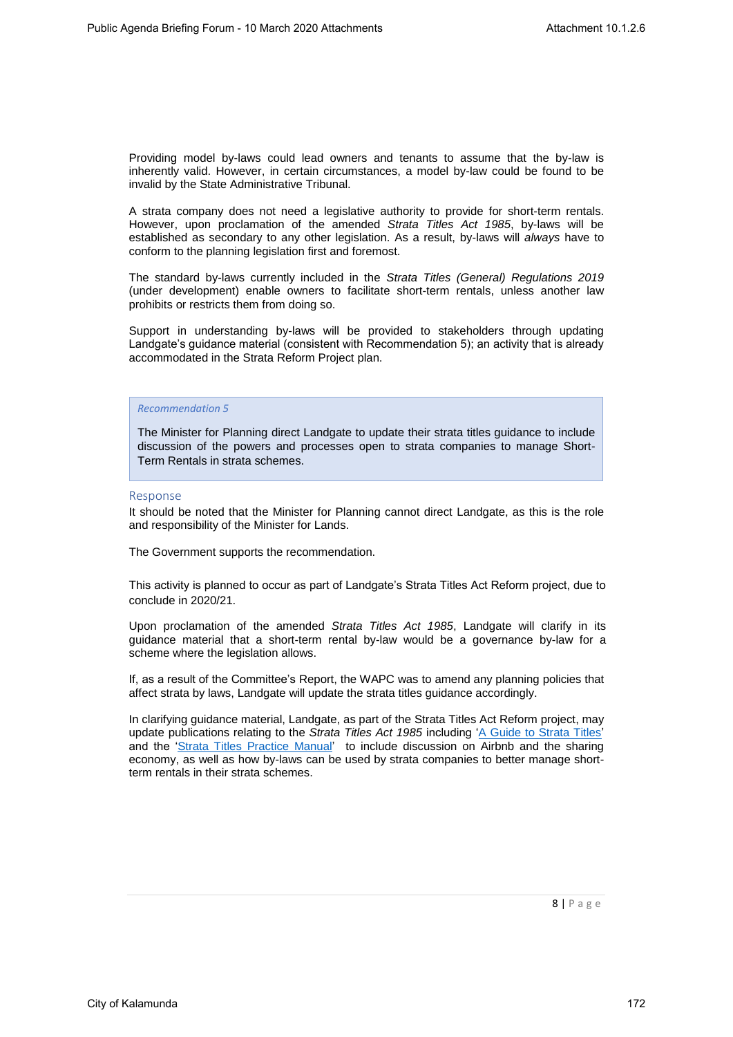Providing model by-laws could lead owners and tenants to assume that the by-law is inherently valid. However, in certain circumstances, a model by-law could be found to be invalid by the State Administrative Tribunal.

A strata company does not need a legislative authority to provide for short-term rentals. However, upon proclamation of the amended *Strata Titles Act 1985*, by-laws will be established as secondary to any other legislation. As a result, by-laws will *always* have to conform to the planning legislation first and foremost.

The standard by-laws currently included in the *Strata Titles (General) Regulations 2019* (under development) enable owners to facilitate short-term rentals, unless another law prohibits or restricts them from doing so.

Support in understanding by-laws will be provided to stakeholders through updating Landgate's guidance material (consistent with Recommendation 5); an activity that is already accommodated in the Strata Reform Project plan.

> *Recommendation 5*
>
> The Minister for Planning direct Landgate to update their strata titles guidance to include discussion of the powers and processes open to strata companies to manage Short-Term Rentals in strata schemes.

### Response

It should be noted that the Minister for Planning cannot direct Landgate, as this is the role and responsibility of the Minister for Lands.

The Government supports the recommendation.

This activity is planned to occur as part of Landgate's Strata Titles Act Reform project, due to conclude in 2020/21.

Upon proclamation of the amended *Strata Titles Act 1985*, Landgate will clarify in its guidance material that a short-term rental by-law would be a governance by-law for a scheme where the legislation allows.

If, as a result of the Committee's Report, the WAPC was to amend any planning policies that affect strata by laws, Landgate will update the strata titles guidance accordingly.

In clarifying guidance material, Landgate, as part of the Strata Titles Act Reform project, may update publications relating to the *Strata Titles Act 1985* including 'A Guide to Strata Titles' and the 'Strata Titles Practice Manual' to include discussion on Airbnb and the sharing economy, as well as how by-laws can be used by strata companies to better manage short-term rentals in their strata schemes.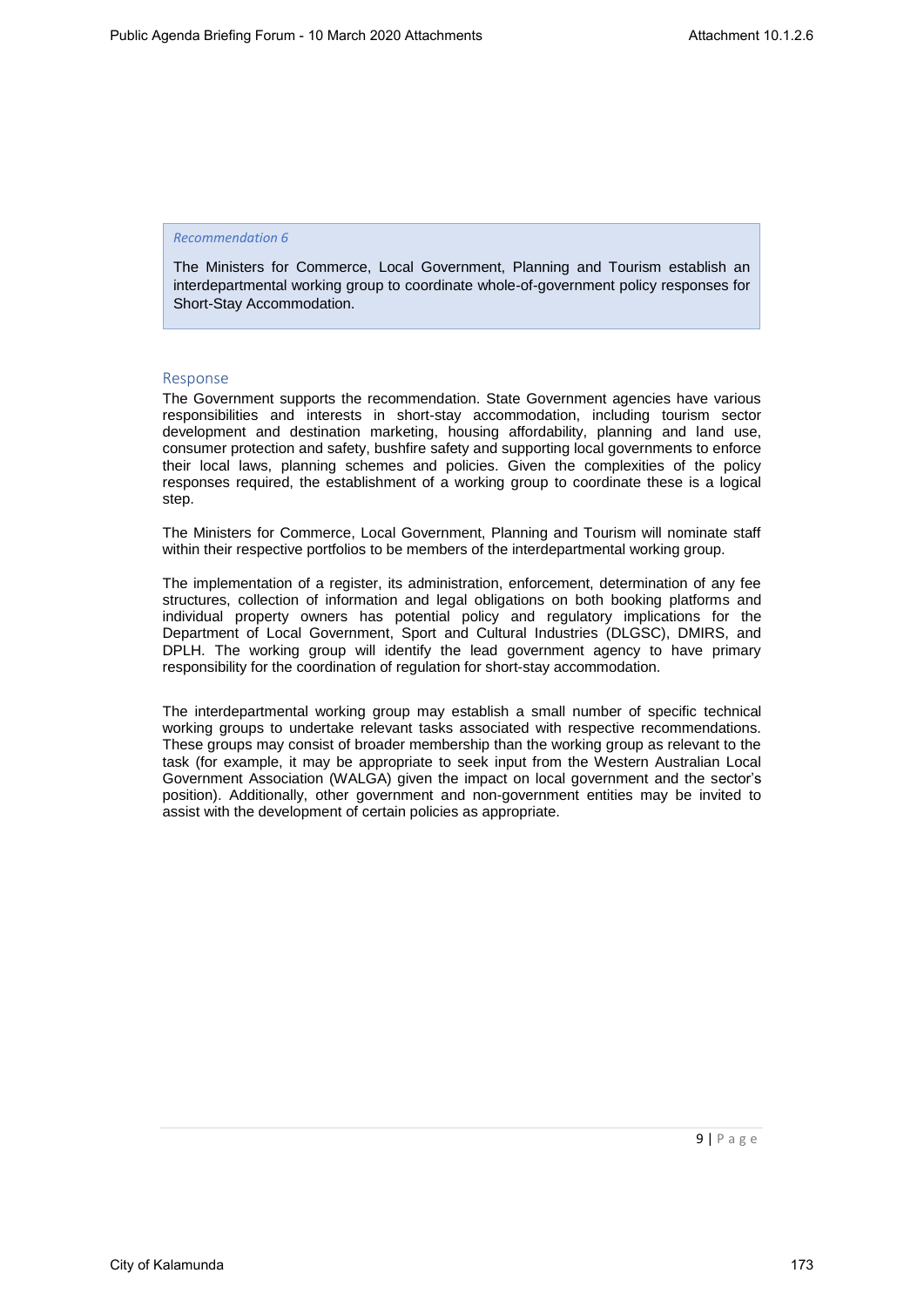*Recommendation 6*

The Ministers for Commerce, Local Government, Planning and Tourism establish an interdepartmental working group to coordinate whole-of-government policy responses for Short-Stay Accommodation.

## Response

The Government supports the recommendation. State Government agencies have various responsibilities and interests in short-stay accommodation, including tourism sector development and destination marketing, housing affordability, planning and land use, consumer protection and safety, bushfire safety and supporting local governments to enforce their local laws, planning schemes and policies. Given the complexities of the policy responses required, the establishment of a working group to coordinate these is a logical step.

The Ministers for Commerce, Local Government, Planning and Tourism will nominate staff within their respective portfolios to be members of the interdepartmental working group.

The implementation of a register, its administration, enforcement, determination of any fee structures, collection of information and legal obligations on both booking platforms and individual property owners has potential policy and regulatory implications for the Department of Local Government, Sport and Cultural Industries (DLGSC), DMIRS, and DPLH. The working group will identify the lead government agency to have primary responsibility for the coordination of regulation for short-stay accommodation.

The interdepartmental working group may establish a small number of specific technical working groups to undertake relevant tasks associated with respective recommendations. These groups may consist of broader membership than the working group as relevant to the task (for example, it may be appropriate to seek input from the Western Australian Local Government Association (WALGA) given the impact on local government and the sector's position). Additionally, other government and non-government entities may be invited to assist with the development of certain policies as appropriate.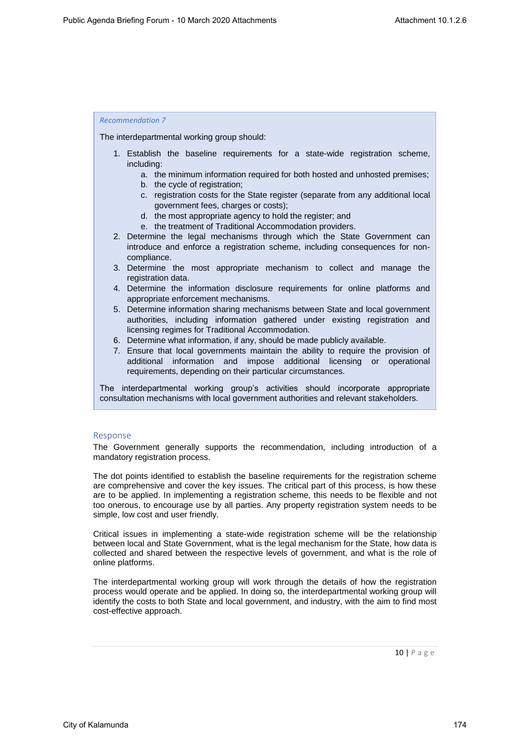*Recommendation 7*

The interdepartmental working group should:

1. Establish the baseline requirements for a state-wide registration scheme, including:
    a. the minimum information required for both hosted and unhosted premises;
    b. the cycle of registration;
    c. registration costs for the State register (separate from any additional local government fees, charges or costs);
    d. the most appropriate agency to hold the register; and
    e. the treatment of Traditional Accommodation providers.
2. Determine the legal mechanisms through which the State Government can introduce and enforce a registration scheme, including consequences for non-compliance.
3. Determine the most appropriate mechanism to collect and manage the registration data.
4. Determine the information disclosure requirements for online platforms and appropriate enforcement mechanisms.
5. Determine information sharing mechanisms between State and local government authorities, including information gathered under existing registration and licensing regimes for Traditional Accommodation.
6. Determine what information, if any, should be made publicly available.
7. Ensure that local governments maintain the ability to require the provision of additional information and impose additional licensing or operational requirements, depending on their particular circumstances.

The interdepartmental working group's activities should incorporate appropriate consultation mechanisms with local government authorities and relevant stakeholders.

## Response

The Government generally supports the recommendation, including introduction of a mandatory registration process.

The dot points identified to establish the baseline requirements for the registration scheme are comprehensive and cover the key issues. The critical part of this process, is how these are to be applied. In implementing a registration scheme, this needs to be flexible and not too onerous, to encourage use by all parties. Any property registration system needs to be simple, low cost and user friendly.

Critical issues in implementing a state-wide registration scheme will be the relationship between local and State Government, what is the legal mechanism for the State, how data is collected and shared between the respective levels of government, and what is the role of online platforms.

The interdepartmental working group will work through the details of how the registration process would operate and be applied. In doing so, the interdepartmental working group will identify the costs to both State and local government, and industry, with the aim to find most cost-effective approach.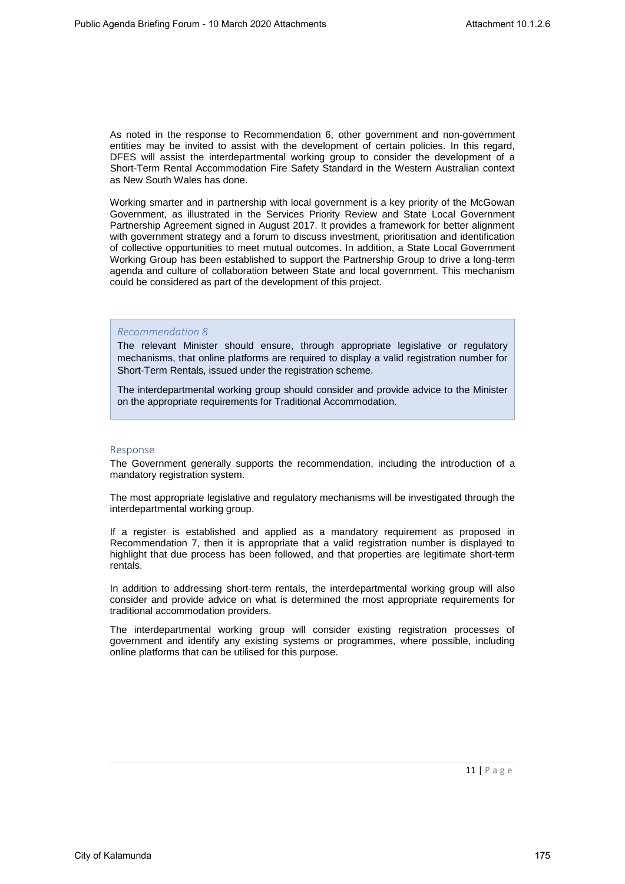As noted in the response to Recommendation 6, other government and non-government entities may be invited to assist with the development of certain policies. In this regard, DFES will assist the interdepartmental working group to consider the development of a Short-Term Rental Accommodation Fire Safety Standard in the Western Australian context as New South Wales has done.

Working smarter and in partnership with local government is a key priority of the McGowan Government, as illustrated in the Services Priority Review and State Local Government Partnership Agreement signed in August 2017. It provides a framework for better alignment with government strategy and a forum to discuss investment, prioritisation and identification of collective opportunities to meet mutual outcomes. In addition, a State Local Government Working Group has been established to support the Partnership Group to drive a long-term agenda and culture of collaboration between State and local government. This mechanism could be considered as part of the development of this project.

> *Recommendation 8*
>
> The relevant Minister should ensure, through appropriate legislative or regulatory mechanisms, that online platforms are required to display a valid registration number for Short-Term Rentals, issued under the registration scheme.
>
> The interdepartmental working group should consider and provide advice to the Minister on the appropriate requirements for Traditional Accommodation.

### Response

The Government generally supports the recommendation, including the introduction of a mandatory registration system.

The most appropriate legislative and regulatory mechanisms will be investigated through the interdepartmental working group.

If a register is established and applied as a mandatory requirement as proposed in Recommendation 7, then it is appropriate that a valid registration number is displayed to highlight that due process has been followed, and that properties are legitimate short-term rentals.

In addition to addressing short-term rentals, the interdepartmental working group will also consider and provide advice on what is determined the most appropriate requirements for traditional accommodation providers.

The interdepartmental working group will consider existing registration processes of government and identify any existing systems or programmes, where possible, including online platforms that can be utilised for this purpose.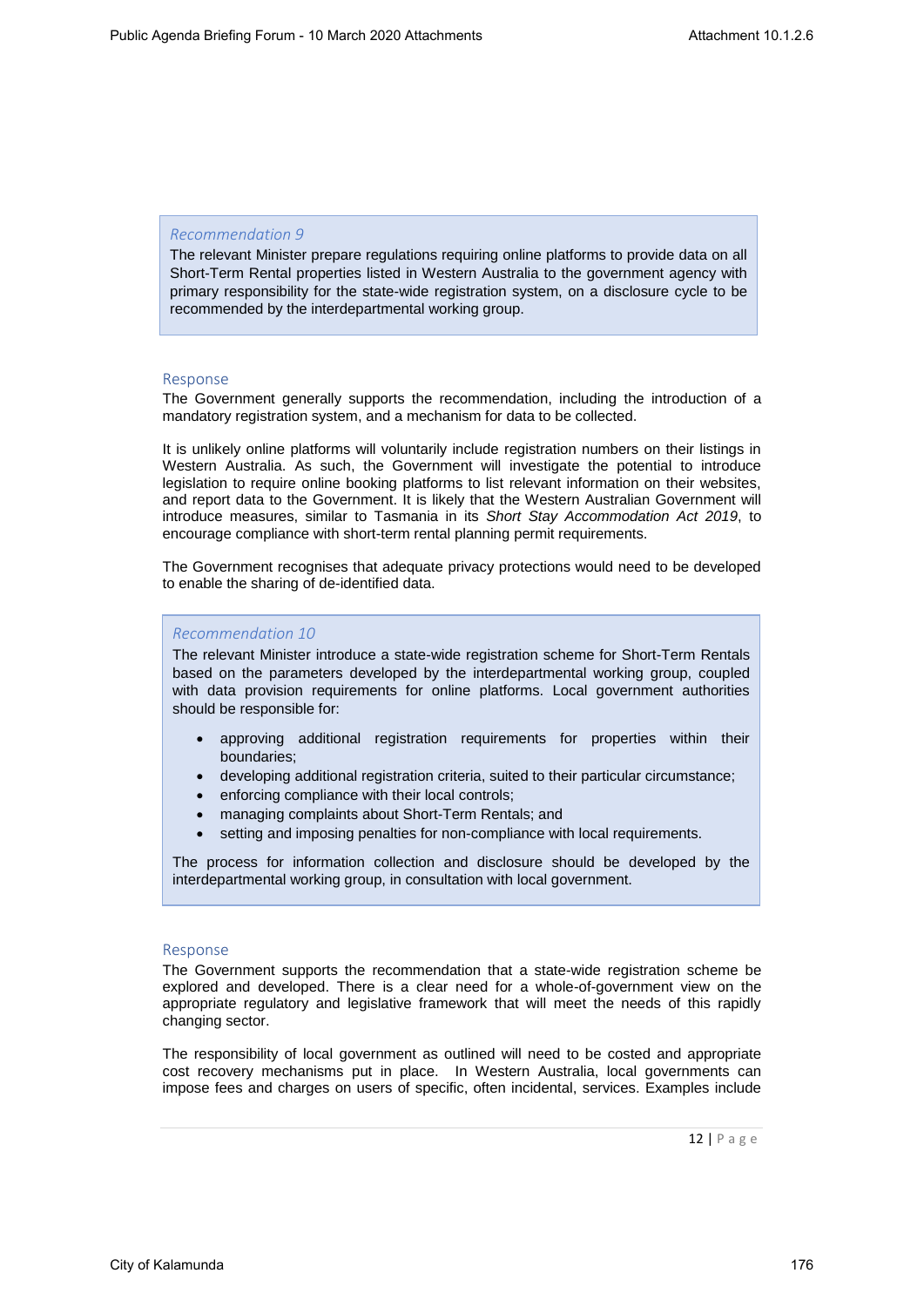> *Recommendation 9*
>
> The relevant Minister prepare regulations requiring online platforms to provide data on all Short-Term Rental properties listed in Western Australia to the government agency with primary responsibility for the state-wide registration system, on a disclosure cycle to be recommended by the interdepartmental working group.

### Response

The Government generally supports the recommendation, including the introduction of a mandatory registration system, and a mechanism for data to be collected.

It is unlikely online platforms will voluntarily include registration numbers on their listings in Western Australia. As such, the Government will investigate the potential to introduce legislation to require online booking platforms to list relevant information on their websites, and report data to the Government. It is likely that the Western Australian Government will introduce measures, similar to Tasmania in its *Short Stay Accommodation Act 2019*, to encourage compliance with short-term rental planning permit requirements.

The Government recognises that adequate privacy protections would need to be developed to enable the sharing of de-identified data.

> *Recommendation 10*
>
> The relevant Minister introduce a state-wide registration scheme for Short-Term Rentals based on the parameters developed by the interdepartmental working group, coupled with data provision requirements for online platforms. Local government authorities should be responsible for:
>
> - approving additional registration requirements for properties within their boundaries;
> - developing additional registration criteria, suited to their particular circumstance;
> - enforcing compliance with their local controls;
> - managing complaints about Short-Term Rentals; and
> - setting and imposing penalties for non-compliance with local requirements.
>
> The process for information collection and disclosure should be developed by the interdepartmental working group, in consultation with local government.

### Response

The Government supports the recommendation that a state-wide registration scheme be explored and developed. There is a clear need for a whole-of-government view on the appropriate regulatory and legislative framework that will meet the needs of this rapidly changing sector.

The responsibility of local government as outlined will need to be costed and appropriate cost recovery mechanisms put in place. In Western Australia, local governments can impose fees and charges on users of specific, often incidental, services. Examples include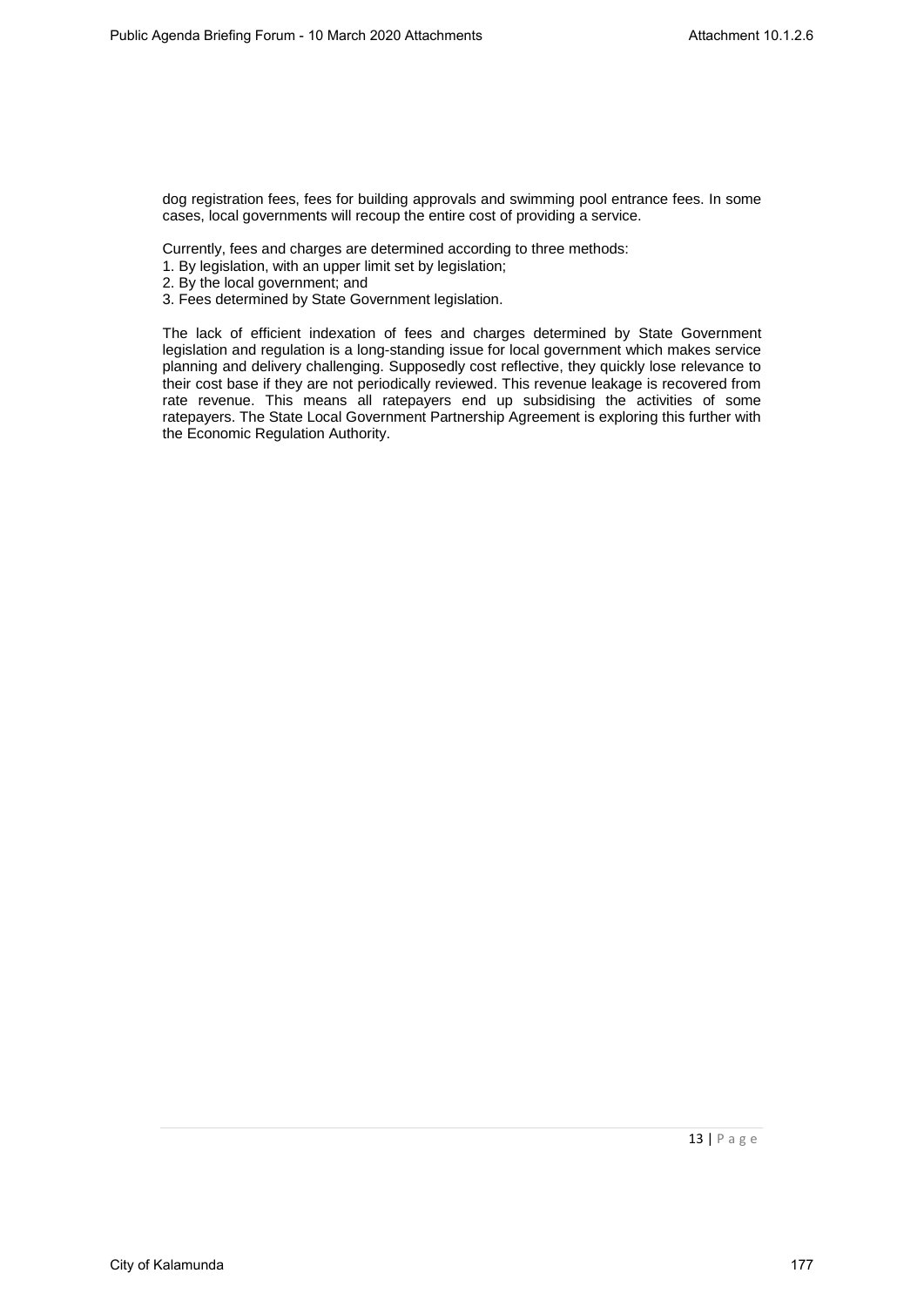dog registration fees, fees for building approvals and swimming pool entrance fees. In some cases, local governments will recoup the entire cost of providing a service.

Currently, fees and charges are determined according to three methods:

1. By legislation, with an upper limit set by legislation;
2. By the local government; and
3. Fees determined by State Government legislation.

The lack of efficient indexation of fees and charges determined by State Government legislation and regulation is a long-standing issue for local government which makes service planning and delivery challenging. Supposedly cost reflective, they quickly lose relevance to their cost base if they are not periodically reviewed. This revenue leakage is recovered from rate revenue. This means all ratepayers end up subsidising the activities of some ratepayers. The State Local Government Partnership Agreement is exploring this further with the Economic Regulation Authority.